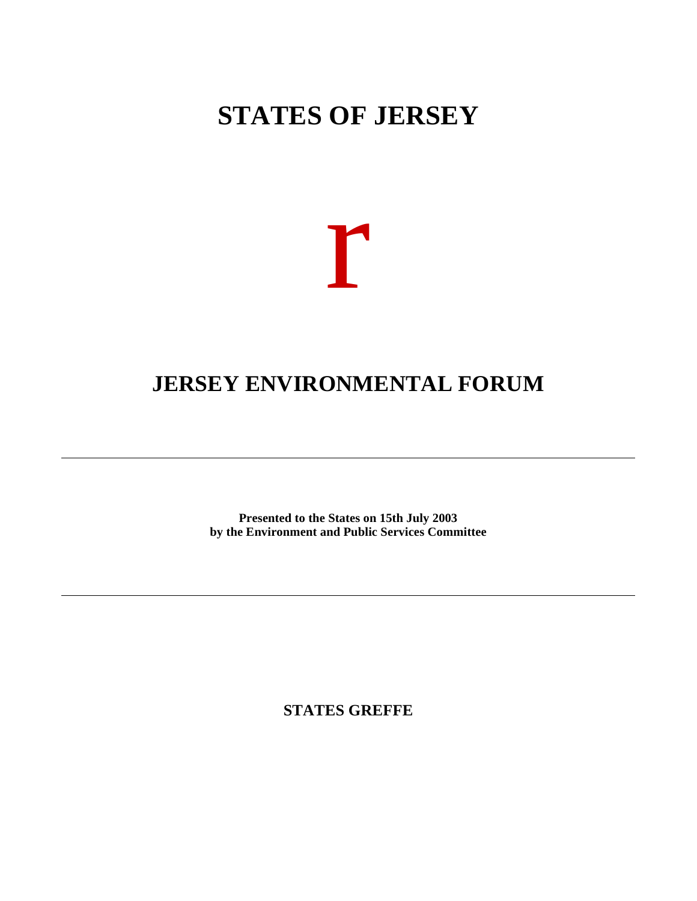# STATES OF JERSEY

r

# JERSEY ENVIRONMENTAL FORUM

---

**Presented to the States on 15th July 2003**
**by the Environment and Public Services Committee**

---

**STATES GREFFE**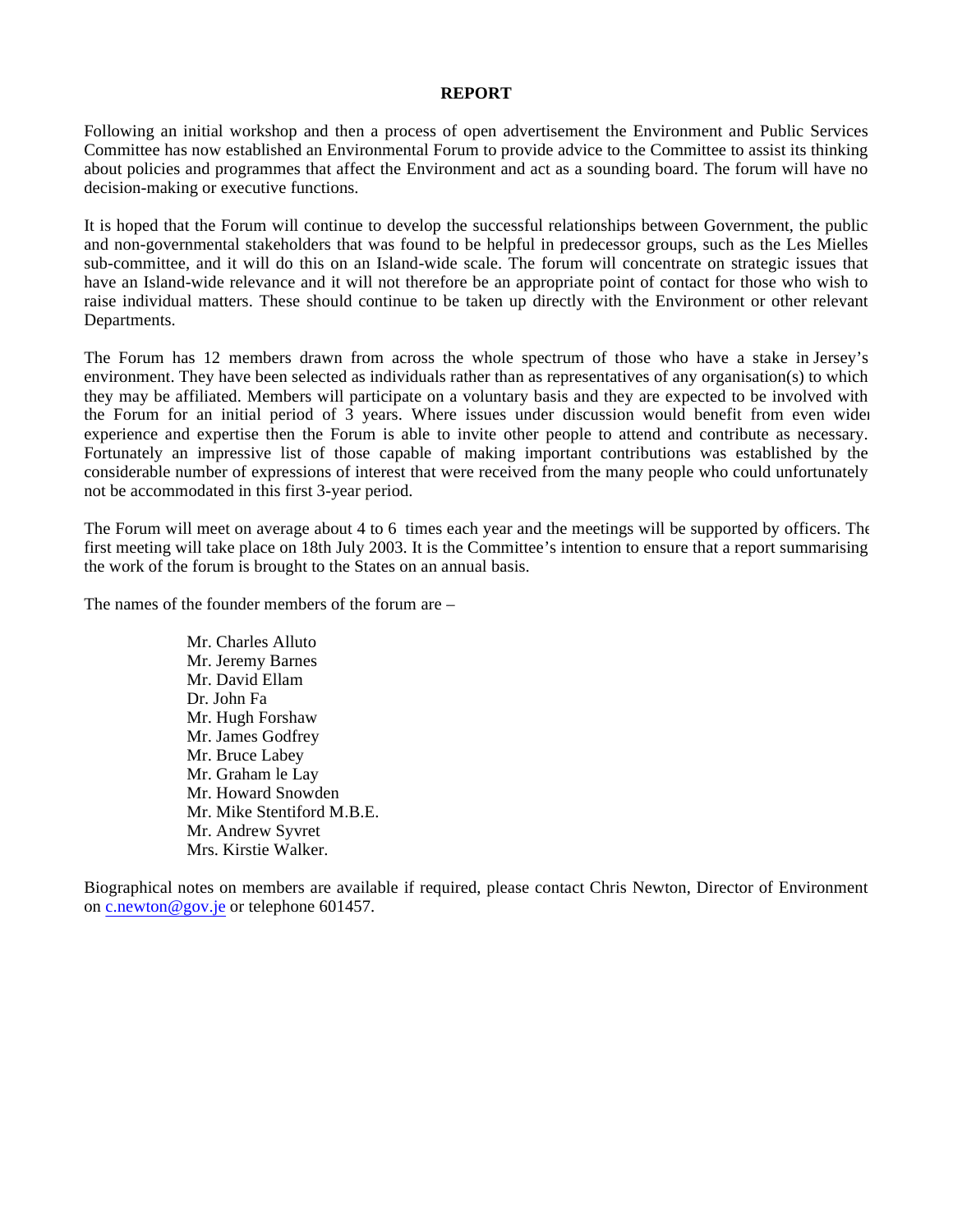## REPORT

Following an initial workshop and then a process of open advertisement the Environment and Public Services Committee has now established an Environmental Forum to provide advice to the Committee to assist its thinking about policies and programmes that affect the Environment and act as a sounding board. The forum will have no decision-making or executive functions.

It is hoped that the Forum will continue to develop the successful relationships between Government, the public and non-governmental stakeholders that was found to be helpful in predecessor groups, such as the Les Mielles sub-committee, and it will do this on an Island-wide scale. The forum will concentrate on strategic issues that have an Island-wide relevance and it will not therefore be an appropriate point of contact for those who wish to raise individual matters. These should continue to be taken up directly with the Environment or other relevant Departments.

The Forum has 12 members drawn from across the whole spectrum of those who have a stake in Jersey's environment. They have been selected as individuals rather than as representatives of any organisation(s) to which they may be affiliated. Members will participate on a voluntary basis and they are expected to be involved with the Forum for an initial period of 3 years. Where issues under discussion would benefit from even wider experience and expertise then the Forum is able to invite other people to attend and contribute as necessary. Fortunately an impressive list of those capable of making important contributions was established by the considerable number of expressions of interest that were received from the many people who could unfortunately not be accommodated in this first 3-year period.

The Forum will meet on average about 4 to 6 times each year and the meetings will be supported by officers. The first meeting will take place on 18th July 2003. It is the Committee's intention to ensure that a report summarising the work of the forum is brought to the States on an annual basis.

The names of the founder members of the forum are –

Mr. Charles Alluto
Mr. Jeremy Barnes
Mr. David Ellam
Dr. John Fa
Mr. Hugh Forshaw
Mr. James Godfrey
Mr. Bruce Labey
Mr. Graham le Lay
Mr. Howard Snowden
Mr. Mike Stentiford M.B.E.
Mr. Andrew Syvret
Mrs. Kirstie Walker.

Biographical notes on members are available if required, please contact Chris Newton, Director of Environment on c.newton@gov.je or telephone 601457.